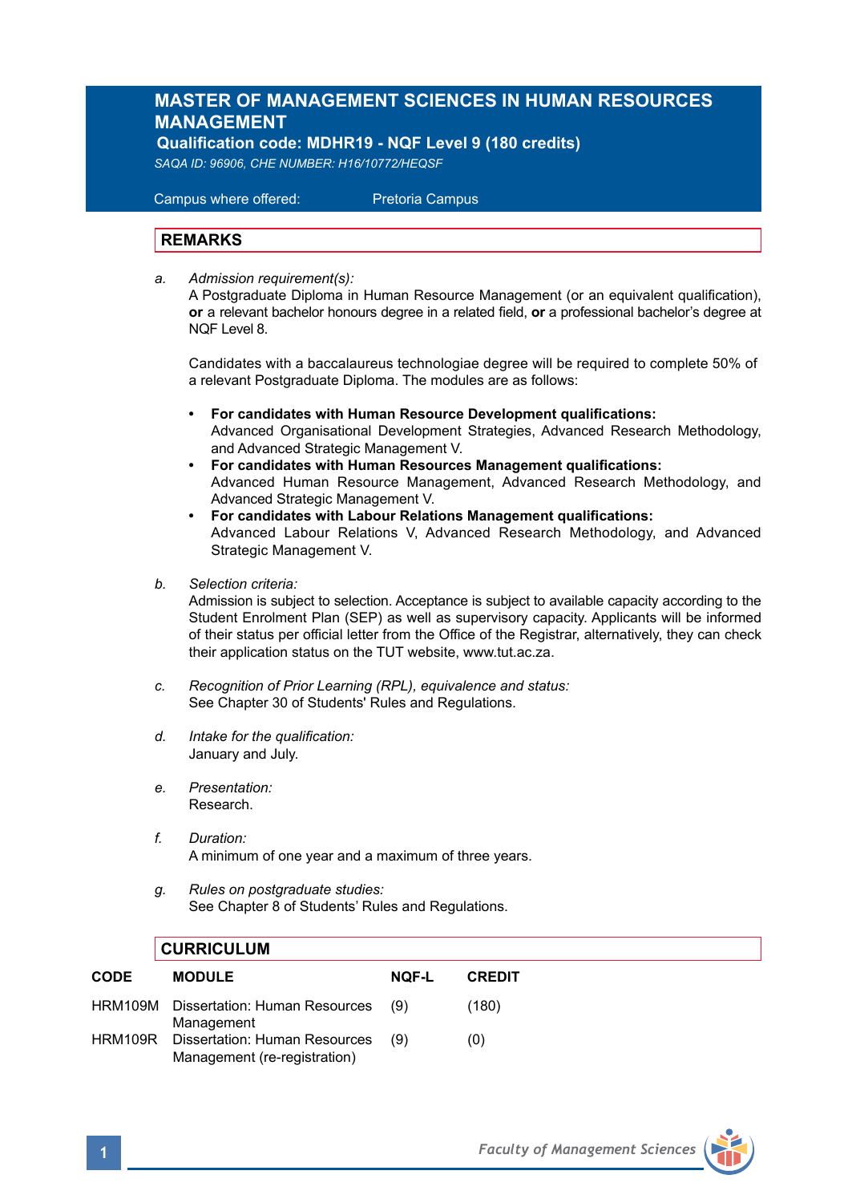# MASTER OF MANAGEMENT SCIENCES IN HUMAN RESOURCES MANAGEMENT

**Qualification code: MDHR19 - NQF Level 9 (180 credits)**

*SAQA ID: 96906, CHE NUMBER: H16/10772/HEQSF*

Campus where offered: Pretoria Campus

## REMARKS

a. *Admission requirement(s):*
A Postgraduate Diploma in Human Resource Management (or an equivalent qualification), **or** a relevant bachelor honours degree in a related field, **or** a professional bachelor's degree at NQF Level 8.

Candidates with a baccalaureus technologiae degree will be required to complete 50% of a relevant Postgraduate Diploma. The modules are as follows:

- **For candidates with Human Resource Development qualifications:** Advanced Organisational Development Strategies, Advanced Research Methodology, and Advanced Strategic Management V.
- **For candidates with Human Resources Management qualifications:** Advanced Human Resource Management, Advanced Research Methodology, and Advanced Strategic Management V.
- **For candidates with Labour Relations Management qualifications:** Advanced Labour Relations V, Advanced Research Methodology, and Advanced Strategic Management V.

b. *Selection criteria:*
Admission is subject to selection. Acceptance is subject to available capacity according to the Student Enrolment Plan (SEP) as well as supervisory capacity. Applicants will be informed of their status per official letter from the Office of the Registrar, alternatively, they can check their application status on the TUT website, www.tut.ac.za.

c. *Recognition of Prior Learning (RPL), equivalence and status:*
See Chapter 30 of Students' Rules and Regulations.

d. *Intake for the qualification:*
January and July.

e. *Presentation:*
Research.

f. *Duration:*
A minimum of one year and a maximum of three years.

g. *Rules on postgraduate studies:*
See Chapter 8 of Students' Rules and Regulations.

## CURRICULUM

| CODE | MODULE | NQF-L | CREDIT |
|---|---|---|---|
| HRM109M | Dissertation: Human Resources Management | (9) | (180) |
| HRM109R | Dissertation: Human Resources Management (re-registration) | (9) | (0) |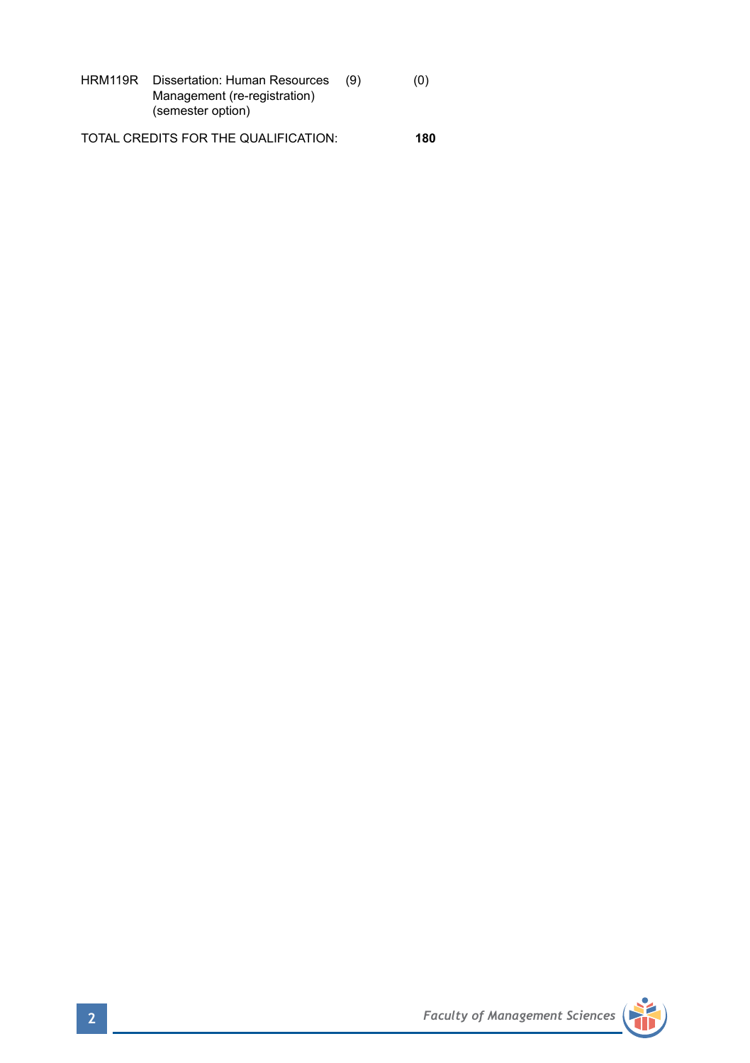| | | | |
|---|---|---|---|
| HRM119R | Dissertation: Human Resources Management (re-registration) (semester option) | (9) | (0) |
| TOTAL CREDITS FOR THE QUALIFICATION: | | | **180** |